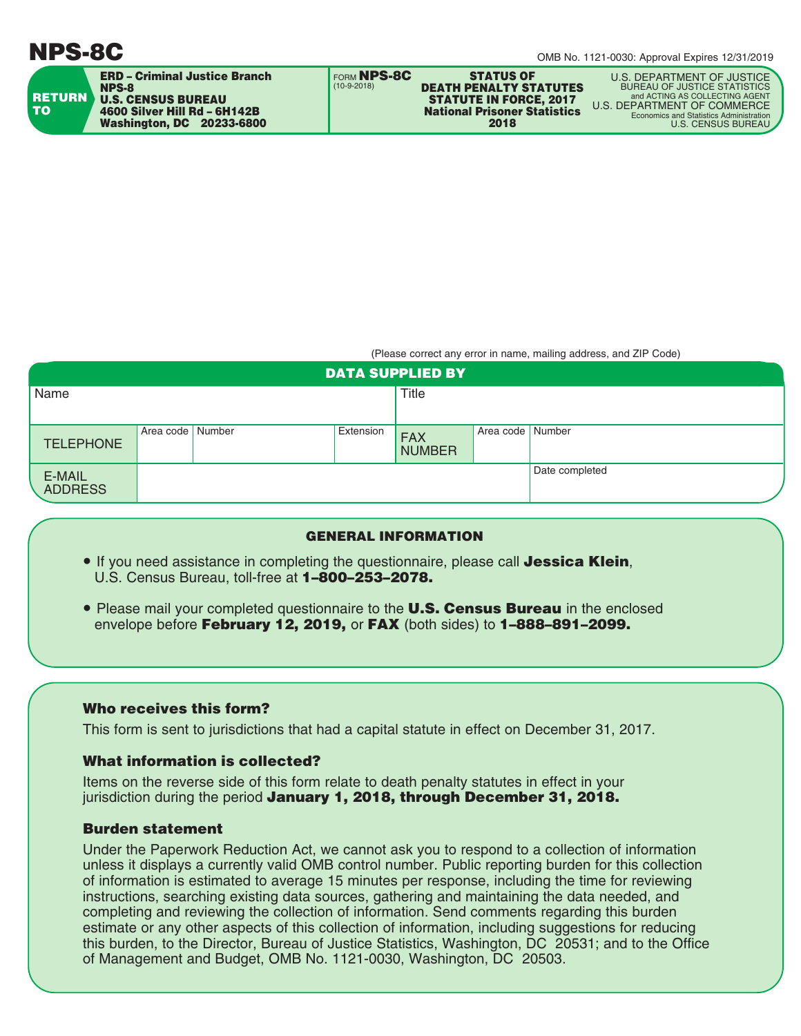# NPS-8C

OMB No. 1121-0030: Approval Expires 12/31/2019

**RETURN TO**

**ERD – Criminal Justice Branch**
**NPS-8**
**U.S. CENSUS BUREAU**
**4600 Silver Hill Rd – 6H142B**
**Washington, DC 20233-6800**

FORM **NPS-8C**
(10-9-2018)

**STATUS OF DEATH PENALTY STATUTES STATUTE IN FORCE, 2017**
**National Prisoner Statistics**
**2018**

U.S. DEPARTMENT OF JUSTICE
BUREAU OF JUSTICE STATISTICS
and ACTING AS COLLECTING AGENT
U.S. DEPARTMENT OF COMMERCE
Economics and Statistics Administration
U.S. CENSUS BUREAU

(Please correct any error in name, mailing address, and ZIP Code)

## DATA SUPPLIED BY

| Name | | | | Title | | |
|---|---|---|---|---|---|---|
| TELEPHONE | Area code | Number | Extension | FAX NUMBER | Area code | Number |
| E-MAIL ADDRESS | | | | | Date completed | |

## GENERAL INFORMATION

- If you need assistance in completing the questionnaire, please call **Jessica Klein**, U.S. Census Bureau, toll-free at **1–800–253–2078.**
- Please mail your completed questionnaire to the **U.S. Census Bureau** in the enclosed envelope before **February 12, 2019,** or **FAX** (both sides) to **1–888–891–2099.**

### Who receives this form?

This form is sent to jurisdictions that had a capital statute in effect on December 31, 2017.

### What information is collected?

Items on the reverse side of this form relate to death penalty statutes in effect in your jurisdiction during the period **January 1, 2018, through December 31, 2018.**

### Burden statement

Under the Paperwork Reduction Act, we cannot ask you to respond to a collection of information unless it displays a currently valid OMB control number. Public reporting burden for this collection of information is estimated to average 15 minutes per response, including the time for reviewing instructions, searching existing data sources, gathering and maintaining the data needed, and completing and reviewing the collection of information. Send comments regarding this burden estimate or any other aspects of this collection of information, including suggestions for reducing this burden, to the Director, Bureau of Justice Statistics, Washington, DC 20531; and to the Office of Management and Budget, OMB No. 1121-0030, Washington, DC 20503.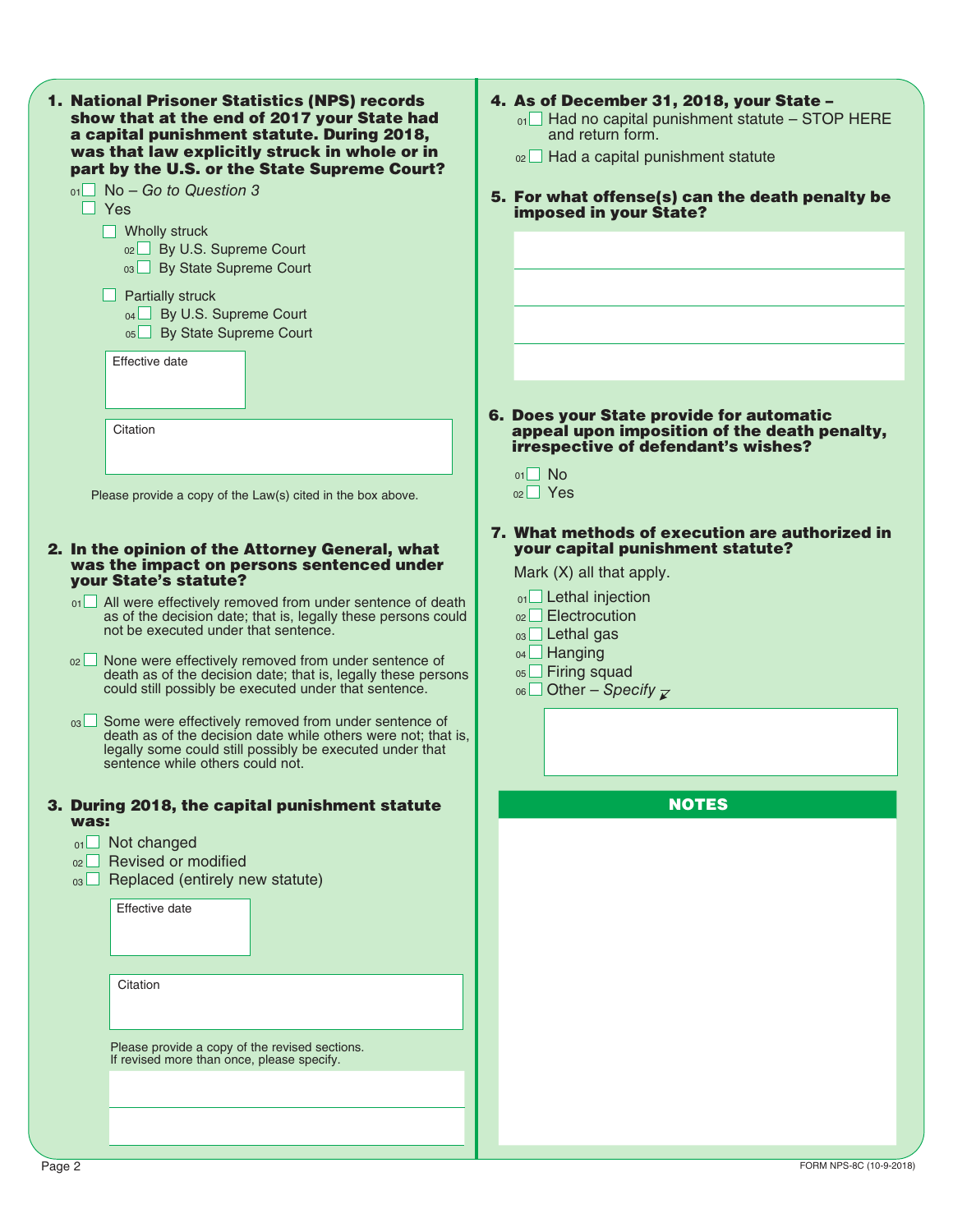**1. National Prisoner Statistics (NPS) records show that at the end of 2017 your State had a capital punishment statute. During 2018, was that law explicitly struck in whole or in part by the U.S. or the State Supreme Court?**

- 01 ☐ No – *Go to Question 3*
- ☐ Yes
  - ☐ Wholly struck
    - 02 ☐ By U.S. Supreme Court
    - 03 ☐ By State Supreme Court
  - ☐ Partially struck
    - 04 ☐ By U.S. Supreme Court
    - 05 ☐ By State Supreme Court

Effective date

Citation

Please provide a copy of the Law(s) cited in the box above.

**2. In the opinion of the Attorney General, what was the impact on persons sentenced under your State's statute?**

- 01 ☐ All were effectively removed from under sentence of death as of the decision date; that is, legally these persons could not be executed under that sentence.
- 02 ☐ None were effectively removed from under sentence of death as of the decision date; that is, legally these persons could still possibly be executed under that sentence.
- 03 ☐ Some were effectively removed from under sentence of death as of the decision date while others were not; that is, legally some could still possibly be executed under that sentence while others could not.

**3. During 2018, the capital punishment statute was:**

- 01 ☐ Not changed
- 02 ☐ Revised or modified
- 03 ☐ Replaced (entirely new statute)

Effective date

Citation

Please provide a copy of the revised sections.
If revised more than once, please specify.

**4. As of December 31, 2018, your State –**

- 01 ☐ Had no capital punishment statute – STOP HERE and return form.
- 02 ☐ Had a capital punishment statute

**5. For what offense(s) can the death penalty be imposed in your State?**

**6. Does your State provide for automatic appeal upon imposition of the death penalty, irrespective of defendant's wishes?**

- 01 ☐ No
- 02 ☐ Yes

**7. What methods of execution are authorized in your capital punishment statute?**

Mark (X) all that apply.

- 01 ☐ Lethal injection
- 02 ☐ Electrocution
- 03 ☐ Lethal gas
- 04 ☐ Hanging
- 05 ☐ Firing squad
- 06 ☐ Other – *Specify*

**NOTES**

FORM NPS-8C (10-9-2018)